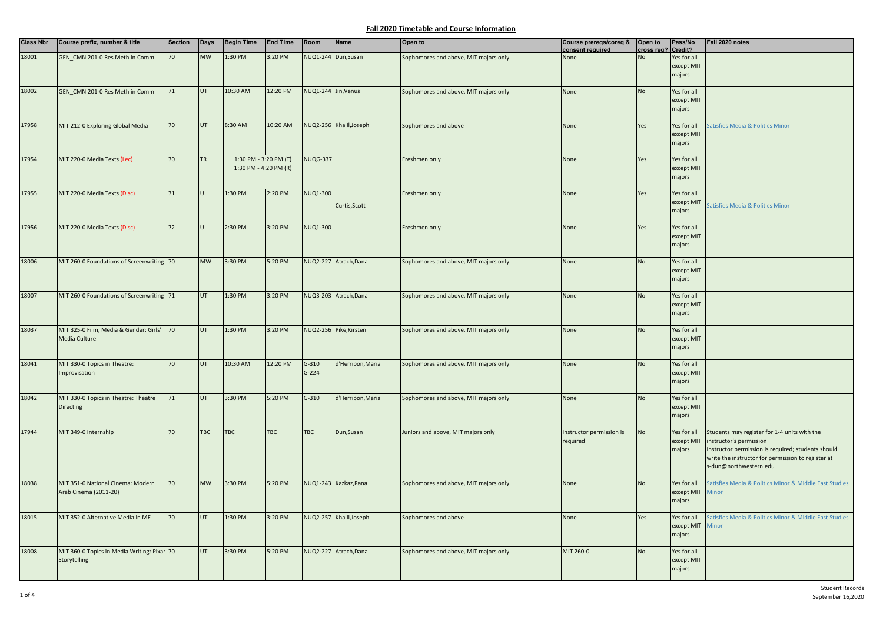# Fall 2020 Timetable and Course Information

| Class Nbr | Course prefix, number & title | Section | Days | Begin Time | End Time | Room | Name | Open to | Course prereqs/coreq & consent required | Open to cross reg? | Pass/No Credit? | Fall 2020 notes |
|---|---|---|---|---|---|---|---|---|---|---|---|---|
| 18001 | GEN_CMN 201-0 Res Meth in Comm | 70 | MW | 1:30 PM | 3:20 PM | NUQ1-244 | Dun,Susan | Sophomores and above, MIT majors only | None | No | Yes for all except MIT majors | |
| 18002 | GEN_CMN 201-0 Res Meth in Comm | 71 | UT | 10:30 AM | 12:20 PM | NUQ1-244 | Jin,Venus | Sophomores and above, MIT majors only | None | No | Yes for all except MIT majors | |
| 17958 | MIT 212-0 Exploring Global Media | 70 | UT | 8:30 AM | 10:20 AM | NUQ2-256 | Khalil,Joseph | Sophomores and above | None | Yes | Yes for all except MIT majors | Satisfies Media & Politics Minor |
| 17954 | MIT 220-0 Media Texts (Lec) | 70 | TR | 1:30 PM - 3:20 PM (T) 1:30 PM - 4:20 PM (R) | | NUQG-337 | Curtis,Scott | Freshmen only | None | Yes | Yes for all except MIT majors | Satisfies Media & Politics Minor |
| 17955 | MIT 220-0 Media Texts (Disc) | 71 | U | 1:30 PM | 2:20 PM | NUQ1-300 | Curtis,Scott | Freshmen only | None | Yes | Yes for all except MIT majors | Satisfies Media & Politics Minor |
| 17956 | MIT 220-0 Media Texts (Disc) | 72 | U | 2:30 PM | 3:20 PM | NUQ1-300 | Curtis,Scott | Freshmen only | None | Yes | Yes for all except MIT majors | Satisfies Media & Politics Minor |
| 18006 | MIT 260-0 Foundations of Screenwriting | 70 | MW | 3:30 PM | 5:20 PM | NUQ2-227 | Atrach,Dana | Sophomores and above, MIT majors only | None | No | Yes for all except MIT majors | |
| 18007 | MIT 260-0 Foundations of Screenwriting | 71 | UT | 1:30 PM | 3:20 PM | NUQ3-203 | Atrach,Dana | Sophomores and above, MIT majors only | None | No | Yes for all except MIT majors | |
| 18037 | MIT 325-0 Film, Media & Gender: Girls' Media Culture | 70 | UT | 1:30 PM | 3:20 PM | NUQ2-256 | Pike,Kirsten | Sophomores and above, MIT majors only | None | No | Yes for all except MIT majors | |
| 18041 | MIT 330-0 Topics in Theatre: Improvisation | 70 | UT | 10:30 AM | 12:20 PM | G-310 G-224 | d'Herripon,Maria | Sophomores and above, MIT majors only | None | No | Yes for all except MIT majors | |
| 18042 | MIT 330-0 Topics in Theatre: Theatre Directing | 71 | UT | 3:30 PM | 5:20 PM | G-310 | d'Herripon,Maria | Sophomores and above, MIT majors only | None | No | Yes for all except MIT majors | |
| 17944 | MIT 349-0 Internship | 70 | TBC | TBC | TBC | TBC | Dun,Susan | Juniors and above, MIT majors only | Instructor permission is required | No | Yes for all except MIT majors | Students may register for 1-4 units with the instructor's permission Instructor permission is required; students should write the instructor for permission to register at s-dun@northwestern.edu |
| 18038 | MIT 351-0 National Cinema: Modern Arab Cinema (2011-20) | 70 | MW | 3:30 PM | 5:20 PM | NUQ1-243 | Kazkaz,Rana | Sophomores and above, MIT majors only | None | No | Yes for all except MIT majors | Satisfies Media & Politics Minor & Middle East Studies Minor |
| 18015 | MIT 352-0 Alternative Media in ME | 70 | UT | 1:30 PM | 3:20 PM | NUQ2-257 | Khalil,Joseph | Sophomores and above | None | Yes | Yes for all except MIT majors | Satisfies Media & Politics Minor & Middle East Studies Minor |
| 18008 | MIT 360-0 Topics in Media Writing: Pixar Storytelling | 70 | UT | 3:30 PM | 5:20 PM | NUQ2-227 | Atrach,Dana | Sophomores and above, MIT majors only | MIT 260-0 | No | Yes for all except MIT majors | |

Student Records
September 16,2020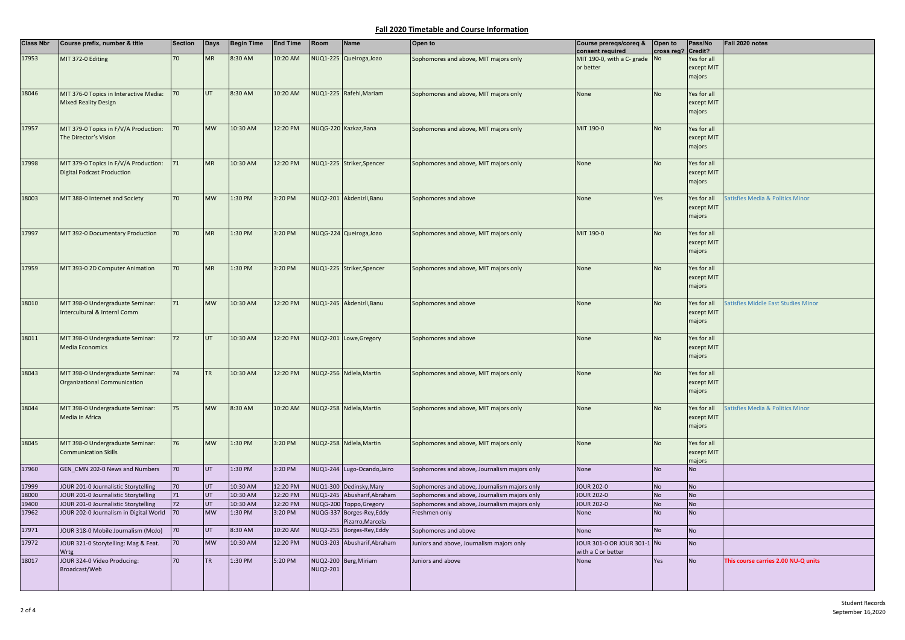## Fall 2020 Timetable and Course Information

| Class Nbr | Course prefix, number & title | Section | Days | Begin Time | End Time | Room | Name | Open to | Course prereqs/coreq & consent required | Open to cross reg? | Pass/No Credit? | Fall 2020 notes |
|---|---|---|---|---|---|---|---|---|---|---|---|---|
| 17953 | MIT 372-0 Editing | 70 | MR | 8:30 AM | 10:20 AM | NUQ1-225 | Queiroga,Joao | Sophomores and above, MIT majors only | MIT 190-0, with a C- grade or better | No | Yes for all except MIT majors | |
| 18046 | MIT 376-0 Topics in Interactive Media: Mixed Reality Design | 70 | UT | 8:30 AM | 10:20 AM | NUQ1-225 | Rafehi,Mariam | Sophomores and above, MIT majors only | None | No | Yes for all except MIT majors | |
| 17957 | MIT 379-0 Topics in F/V/A Production: The Director's Vision | 70 | MW | 10:30 AM | 12:20 PM | NUQG-220 | Kazkaz,Rana | Sophomores and above, MIT majors only | MIT 190-0 | No | Yes for all except MIT majors | |
| 17998 | MIT 379-0 Topics in F/V/A Production: Digital Podcast Production | 71 | MR | 10:30 AM | 12:20 PM | NUQ1-225 | Striker,Spencer | Sophomores and above, MIT majors only | None | No | Yes for all except MIT majors | |
| 18003 | MIT 388-0 Internet and Society | 70 | MW | 1:30 PM | 3:20 PM | NUQ2-201 | Akdenizli,Banu | Sophomores and above | None | Yes | Yes for all except MIT majors | Satisfies Media & Politics Minor |
| 17997 | MIT 392-0 Documentary Production | 70 | MR | 1:30 PM | 3:20 PM | NUQG-224 | Queiroga,Joao | Sophomores and above, MIT majors only | MIT 190-0 | No | Yes for all except MIT majors | |
| 17959 | MIT 393-0 2D Computer Animation | 70 | MR | 1:30 PM | 3:20 PM | NUQ1-225 | Striker,Spencer | Sophomores and above, MIT majors only | None | No | Yes for all except MIT majors | |
| 18010 | MIT 398-0 Undergraduate Seminar: Intercultural & Internl Comm | 71 | MW | 10:30 AM | 12:20 PM | NUQ1-245 | Akdenizli,Banu | Sophomores and above | None | No | Yes for all except MIT majors | Satisfies Middle East Studies Minor |
| 18011 | MIT 398-0 Undergraduate Seminar: Media Economics | 72 | UT | 10:30 AM | 12:20 PM | NUQ2-201 | Lowe,Gregory | Sophomores and above | None | No | Yes for all except MIT majors | |
| 18043 | MIT 398-0 Undergraduate Seminar: Organizational Communication | 74 | TR | 10:30 AM | 12:20 PM | NUQ2-256 | Ndlela,Martin | Sophomores and above, MIT majors only | None | No | Yes for all except MIT majors | |
| 18044 | MIT 398-0 Undergraduate Seminar: Media in Africa | 75 | MW | 8:30 AM | 10:20 AM | NUQ2-258 | Ndlela,Martin | Sophomores and above, MIT majors only | None | No | Yes for all except MIT majors | Satisfies Media & Politics Minor |
| 18045 | MIT 398-0 Undergraduate Seminar: Communication Skills | 76 | MW | 1:30 PM | 3:20 PM | NUQ2-258 | Ndlela,Martin | Sophomores and above, MIT majors only | None | No | Yes for all except MIT majors | |
| 17960 | GEN_CMN 202-0 News and Numbers | 70 | UT | 1:30 PM | 3:20 PM | NUQ1-244 | Lugo-Ocando,Jairo | Sophomores and above, Journalism majors only | None | No | No | |
| 17999 | JOUR 201-0 Journalistic Storytelling | 70 | UT | 10:30 AM | 12:20 PM | NUQ1-300 | Dedinsky,Mary | Sophomores and above, Journalism majors only | JOUR 202-0 | No | No | |
| 18000 | JOUR 201-0 Journalistic Storytelling | 71 | UT | 10:30 AM | 12:20 PM | NUQ1-245 | Abusharif,Abraham | Sophomores and above, Journalism majors only | JOUR 202-0 | No | No | |
| 19400 | JOUR 201-0 Journalistic Storytelling | 72 | UT | 10:30 AM | 12:20 PM | NUQG-200 | Toppo,Gregory | Sophomores and above, Journalism majors only | JOUR 202-0 | No | No | |
| 17962 | JOUR 202-0 Journalism in Digital World | 70 | MW | 1:30 PM | 3:20 PM | NUQG-337 | Borges-Rey,Eddy Pizarro,Marcela | Freshmen only | None | No | No | |
| 17971 | JOUR 318-0 Mobile Journalism (MoJo) | 70 | UT | 8:30 AM | 10:20 AM | NUQ2-255 | Borges-Rey,Eddy | Sophomores and above | None | No | No | |
| 17972 | JOUR 321-0 Storytelling: Mag & Feat. Wrtg | 70 | MW | 10:30 AM | 12:20 PM | NUQ3-203 | Abusharif,Abraham | Juniors and above, Journalism majors only | JOUR 301-0 OR JOUR 301-1 with a C or better | No | No | |
| 18017 | JOUR 324-0 Video Producing: Broadcast/Web | 70 | TR | 1:30 PM | 5:20 PM | NUQ2-200 NUQ2-201 | Berg,Miriam | Juniors and above | None | Yes | No | This course carries 2.00 NU-Q units |

Student Records
September 16,2020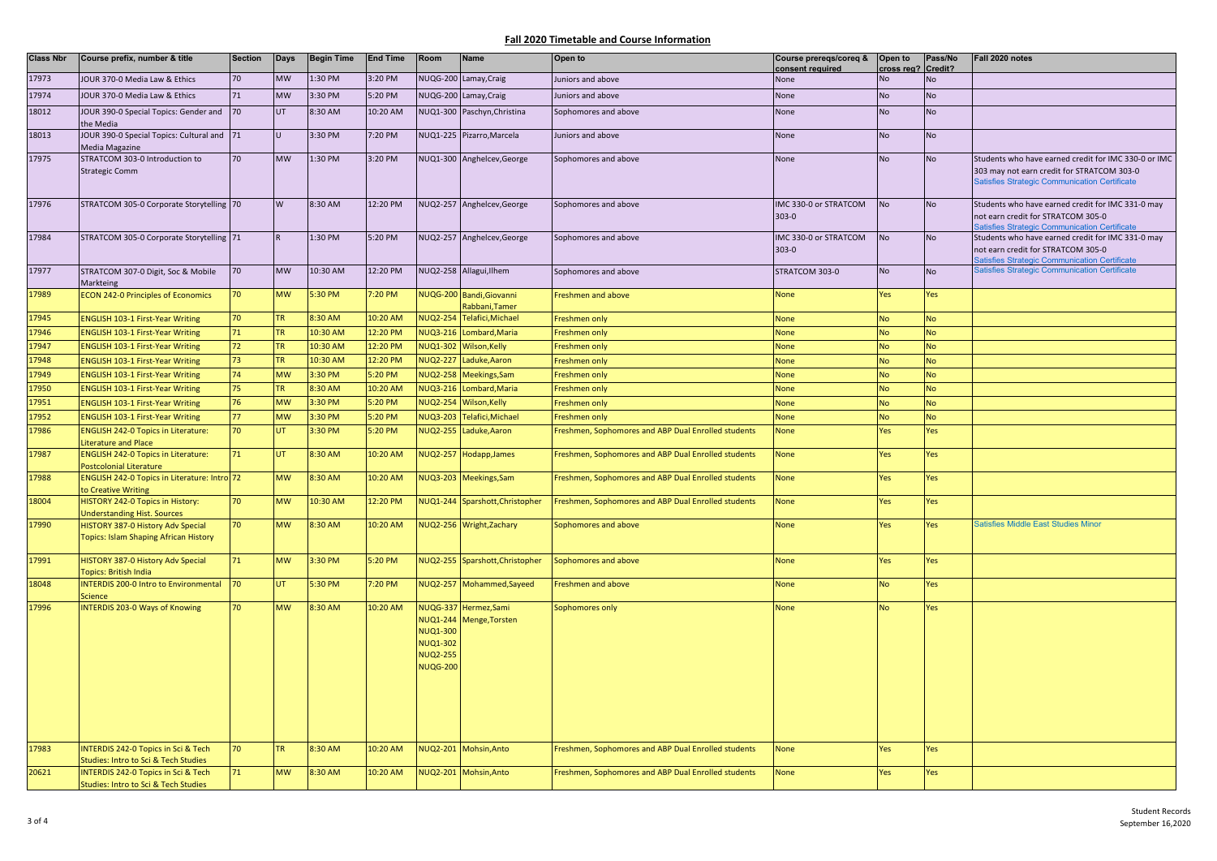## Fall 2020 Timetable and Course Information

| Class Nbr | Course prefix, number & title | Section | Days | Begin Time | End Time | Room | Name | Open to | Course prereqs/coreq & consent required | Open to cross reg? | Pass/No Credit? | Fall 2020 notes |
|---|---|---|---|---|---|---|---|---|---|---|---|---|
| 17973 | JOUR 370-0 Media Law & Ethics | 70 | MW | 1:30 PM | 3:20 PM | NUQG-200 | Lamay,Craig | Juniors and above | None | No | No | |
| 17974 | JOUR 370-0 Media Law & Ethics | 71 | MW | 3:30 PM | 5:20 PM | NUQG-200 | Lamay,Craig | Juniors and above | None | No | No | |
| 18012 | JOUR 390-0 Special Topics: Gender and the Media | 70 | UT | 8:30 AM | 10:20 AM | NUQ1-300 | Paschyn,Christina | Sophomores and above | None | No | No | |
| 18013 | JOUR 390-0 Special Topics: Cultural and Media Magazine | 71 | U | 3:30 PM | 7:20 PM | NUQ1-225 | Pizarro,Marcela | Juniors and above | None | No | No | |
| 17975 | STRATCOM 303-0 Introduction to Strategic Comm | 70 | MW | 1:30 PM | 3:20 PM | NUQ1-300 | Anghelcev,George | Sophomores and above | None | No | No | Students who have earned credit for IMC 330-0 or IMC 303 may not earn credit for STRATCOM 303-0 Satisfies Strategic Communication Certificate |
| 17976 | STRATCOM 305-0 Corporate Storytelling | 70 | W | 8:30 AM | 12:20 PM | NUQ2-257 | Anghelcev,George | Sophomores and above | IMC 330-0 or STRATCOM 303-0 | No | No | Students who have earned credit for IMC 331-0 may not earn credit for STRATCOM 305-0 Satisfies Strategic Communication Certificate |
| 17984 | STRATCOM 305-0 Corporate Storytelling | 71 | R | 1:30 PM | 5:20 PM | NUQ2-257 | Anghelcev,George | Sophomores and above | IMC 330-0 or STRATCOM 303-0 | No | No | Students who have earned credit for IMC 331-0 may not earn credit for STRATCOM 305-0 Satisfies Strategic Communication Certificate |
| 17977 | STRATCOM 307-0 Digit, Soc & Mobile Markteing | 70 | MW | 10:30 AM | 12:20 PM | NUQ2-258 | Allagui,Ilhem | Sophomores and above | STRATCOM 303-0 | No | No | Satisfies Strategic Communication Certificate |
| 17989 | ECON 242-0 Principles of Economics | 70 | MW | 5:30 PM | 7:20 PM | NUQG-200 | Bandi,Giovanni Rabbani,Tamer | Freshmen and above | None | Yes | Yes | |
| 17945 | ENGLISH 103-1 First-Year Writing | 70 | TR | 8:30 AM | 10:20 AM | NUQ2-254 | Telafici,Michael | Freshmen only | None | No | No | |
| 17946 | ENGLISH 103-1 First-Year Writing | 71 | TR | 10:30 AM | 12:20 PM | NUQ3-216 | Lombard,Maria | Freshmen only | None | No | No | |
| 17947 | ENGLISH 103-1 First-Year Writing | 72 | TR | 10:30 AM | 12:20 PM | NUQ1-302 | Wilson,Kelly | Freshmen only | None | No | No | |
| 17948 | ENGLISH 103-1 First-Year Writing | 73 | TR | 10:30 AM | 12:20 PM | NUQ2-227 | Laduke,Aaron | Freshmen only | None | No | No | |
| 17949 | ENGLISH 103-1 First-Year Writing | 74 | MW | 3:30 PM | 5:20 PM | NUQ2-258 | Meekings,Sam | Freshmen only | None | No | No | |
| 17950 | ENGLISH 103-1 First-Year Writing | 75 | TR | 8:30 AM | 10:20 AM | NUQ3-216 | Lombard,Maria | Freshmen only | None | No | No | |
| 17951 | ENGLISH 103-1 First-Year Writing | 76 | MW | 3:30 PM | 5:20 PM | NUQ2-254 | Wilson,Kelly | Freshmen only | None | No | No | |
| 17952 | ENGLISH 103-1 First-Year Writing | 77 | MW | 3:30 PM | 5:20 PM | NUQ3-203 | Telafici,Michael | Freshmen only | None | No | No | |
| 17986 | ENGLISH 242-0 Topics in Literature: Literature and Place | 70 | UT | 3:30 PM | 5:20 PM | NUQ2-255 | Laduke,Aaron | Freshmen, Sophomores and ABP Dual Enrolled students | None | Yes | Yes | |
| 17987 | ENGLISH 242-0 Topics in Literature: Postcolonial Literature | 71 | UT | 8:30 AM | 10:20 AM | NUQ2-257 | Hodapp,James | Freshmen, Sophomores and ABP Dual Enrolled students | None | Yes | Yes | |
| 17988 | ENGLISH 242-0 Topics in Literature: Intro to Creative Writing | 72 | MW | 8:30 AM | 10:20 AM | NUQ3-203 | Meekings,Sam | Freshmen, Sophomores and ABP Dual Enrolled students | None | Yes | Yes | |
| 18004 | HISTORY 242-0 Topics in History: Understanding Hist. Sources | 70 | MW | 10:30 AM | 12:20 PM | NUQ1-244 | Sparshott,Christopher | Freshmen, Sophomores and ABP Dual Enrolled students | None | Yes | Yes | |
| 17990 | HISTORY 387-0 History Adv Special Topics: Islam Shaping African History | 70 | MW | 8:30 AM | 10:20 AM | NUQ2-256 | Wright,Zachary | Sophomores and above | None | Yes | Yes | Satisfies Middle East Studies Minor |
| 17991 | HISTORY 387-0 History Adv Special Topics: British India | 71 | MW | 3:30 PM | 5:20 PM | NUQ2-255 | Sparshott,Christopher | Sophomores and above | None | Yes | Yes | |
| 18048 | INTERDIS 200-0 Intro to Environmental Science | 70 | UT | 5:30 PM | 7:20 PM | NUQ2-257 | Mohammed,Sayeed | Freshmen and above | None | No | Yes | |
| 17996 | INTERDIS 203-0 Ways of Knowing | 70 | MW | 8:30 AM | 10:20 AM | NUQG-337 NUQ1-244 NUQ1-300 NUQ1-302 NUQ2-255 NUQG-200 | Hermez,Sami Menge,Torsten | Sophomores only | None | No | Yes | |
| 17983 | INTERDIS 242-0 Topics in Sci & Tech Studies: Intro to Sci & Tech Studies | 70 | TR | 8:30 AM | 10:20 AM | NUQ2-201 | Mohsin,Anto | Freshmen, Sophomores and ABP Dual Enrolled students | None | Yes | Yes | |
| 20621 | INTERDIS 242-0 Topics in Sci & Tech Studies: Intro to Sci & Tech Studies | 71 | MW | 8:30 AM | 10:20 AM | NUQ2-201 | Mohsin,Anto | Freshmen, Sophomores and ABP Dual Enrolled students | None | Yes | Yes | |

Student Records
September 16,2020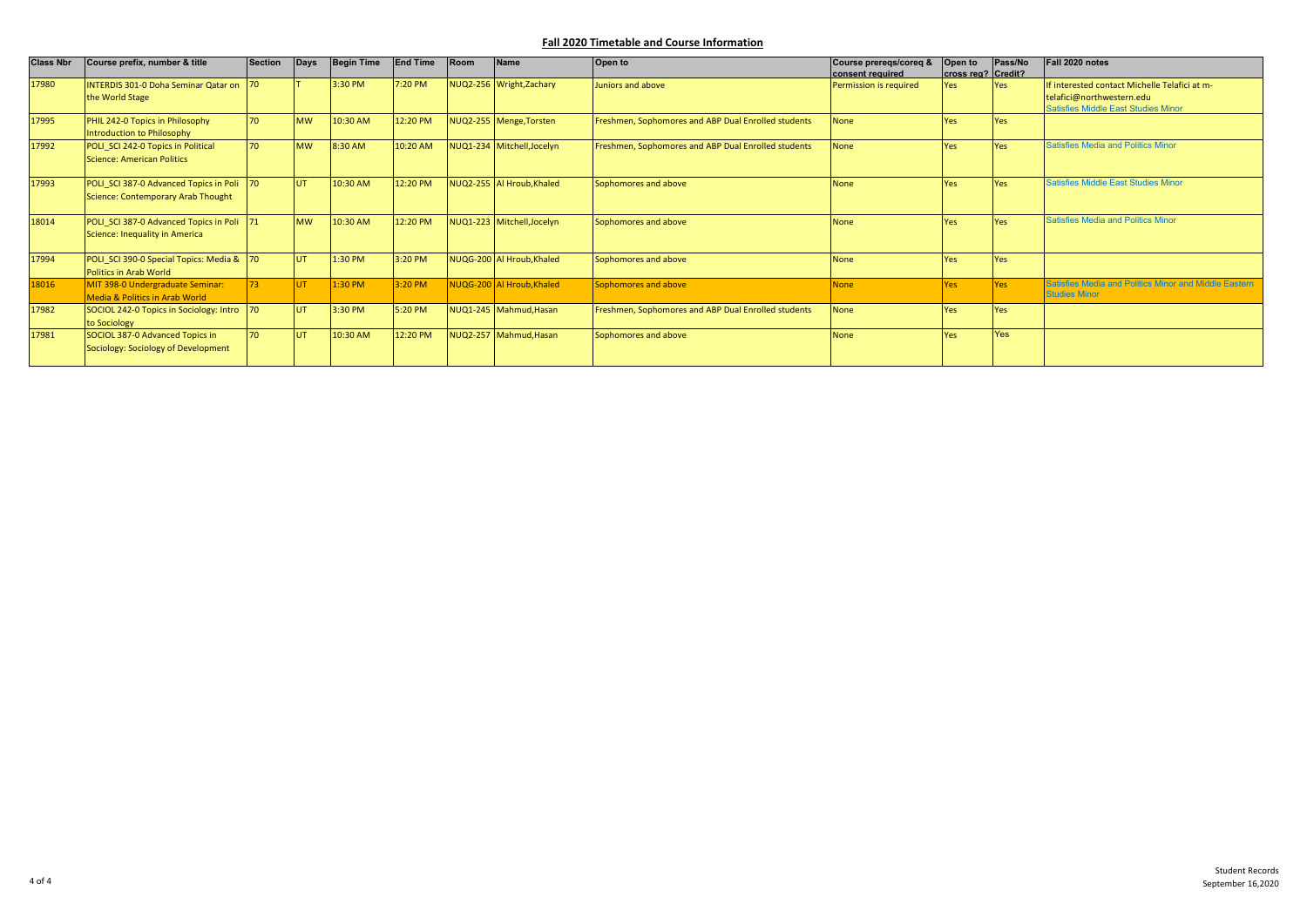# Fall 2020 Timetable and Course Information

| Class Nbr | Course prefix, number & title | Section | Days | Begin Time | End Time | Room | Name | Open to | Course prereqs/coreq & consent required | Open to cross reg? | Pass/No Credit? | Fall 2020 notes |
|---|---|---|---|---|---|---|---|---|---|---|---|---|
| 17980 | INTERDIS 301-0 Doha Seminar Qatar on the World Stage | 70 | T | 3:30 PM | 7:20 PM | NUQ2-256 | Wright,Zachary | Juniors and above | Permission is required | Yes | Yes | If interested contact Michelle Telafici at m-telafici@northwestern.edu Satisfies Middle East Studies Minor |
| 17995 | PHIL 242-0 Topics in Philosophy Introduction to Philosophy | 70 | MW | 10:30 AM | 12:20 PM | NUQ2-255 | Menge,Torsten | Freshmen, Sophomores and ABP Dual Enrolled students | None | Yes | Yes | |
| 17992 | POLI_SCI 242-0 Topics in Political Science: American Politics | 70 | MW | 8:30 AM | 10:20 AM | NUQ1-234 | Mitchell,Jocelyn | Freshmen, Sophomores and ABP Dual Enrolled students | None | Yes | Yes | Satisfies Media and Politics Minor |
| 17993 | POLI_SCI 387-0 Advanced Topics in Poli Science: Contemporary Arab Thought | 70 | UT | 10:30 AM | 12:20 PM | NUQ2-255 | Al Hroub,Khaled | Sophomores and above | None | Yes | Yes | Satisfies Middle East Studies Minor |
| 18014 | POLI_SCI 387-0 Advanced Topics in Poli Science: Inequality in America | 71 | MW | 10:30 AM | 12:20 PM | NUQ1-223 | Mitchell,Jocelyn | Sophomores and above | None | Yes | Yes | Satisfies Media and Politics Minor |
| 17994 | POLI_SCI 390-0 Special Topics: Media & Politics in Arab World | 70 | UT | 1:30 PM | 3:20 PM | NUQG-200 | Al Hroub,Khaled | Sophomores and above | None | Yes | Yes | |
| 18016 | MIT 398-0 Undergraduate Seminar: Media & Politics in Arab World | 73 | UT | 1:30 PM | 3:20 PM | NUQG-200 | Al Hroub,Khaled | Sophomores and above | None | Yes | Yes | Satisfies Media and Politics Minor and Middle Eastern Studies Minor |
| 17982 | SOCIOL 242-0 Topics in Sociology: Intro to Sociology | 70 | UT | 3:30 PM | 5:20 PM | NUQ1-245 | Mahmud,Hasan | Freshmen, Sophomores and ABP Dual Enrolled students | None | Yes | Yes | |
| 17981 | SOCIOL 387-0 Advanced Topics in Sociology: Sociology of Development | 70 | UT | 10:30 AM | 12:20 PM | NUQ2-257 | Mahmud,Hasan | Sophomores and above | None | Yes | Yes | |

Student Records
September 16,2020